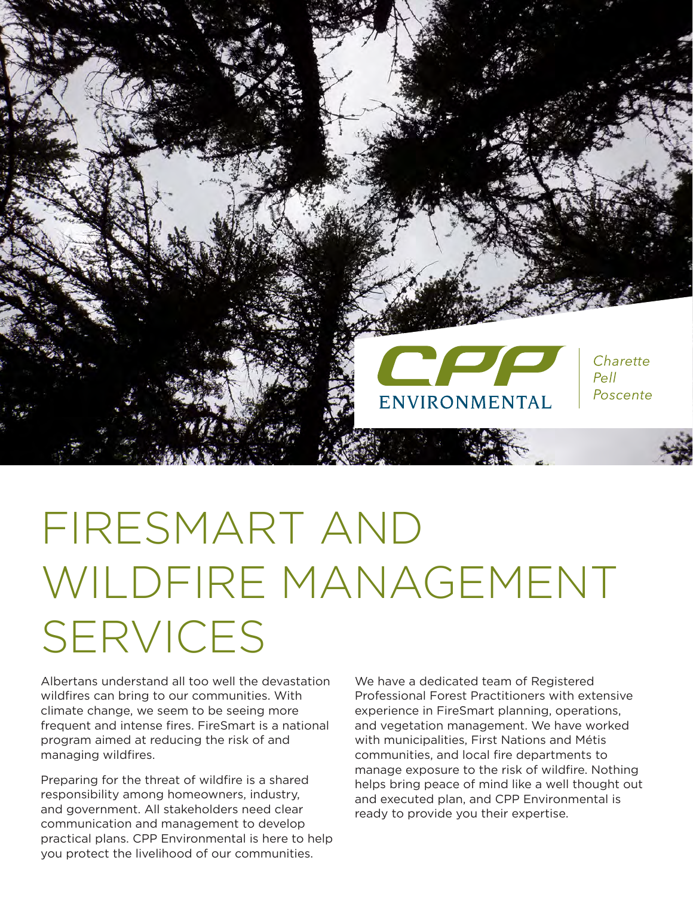CPP ENVIRONMENTAL

*Charette Pell Poscente*

# FIRESMART AND WILDFIRE MANAGEMENT SERVICES

Albertans understand all too well the devastation wildfires can bring to our communities. With climate change, we seem to be seeing more frequent and intense fires. FireSmart is a national program aimed at reducing the risk of and managing wildfires.

Preparing for the threat of wildfire is a shared responsibility among homeowners, industry, and government. All stakeholders need clear communication and management to develop practical plans. CPP Environmental is here to help you protect the livelihood of our communities.

We have a dedicated team of Registered Professional Forest Practitioners with extensive experience in FireSmart planning, operations, and vegetation management. We have worked with municipalities, First Nations and Métis communities, and local fire departments to manage exposure to the risk of wildfire. Nothing helps bring peace of mind like a well thought out and executed plan, and CPP Environmental is ready to provide you their expertise.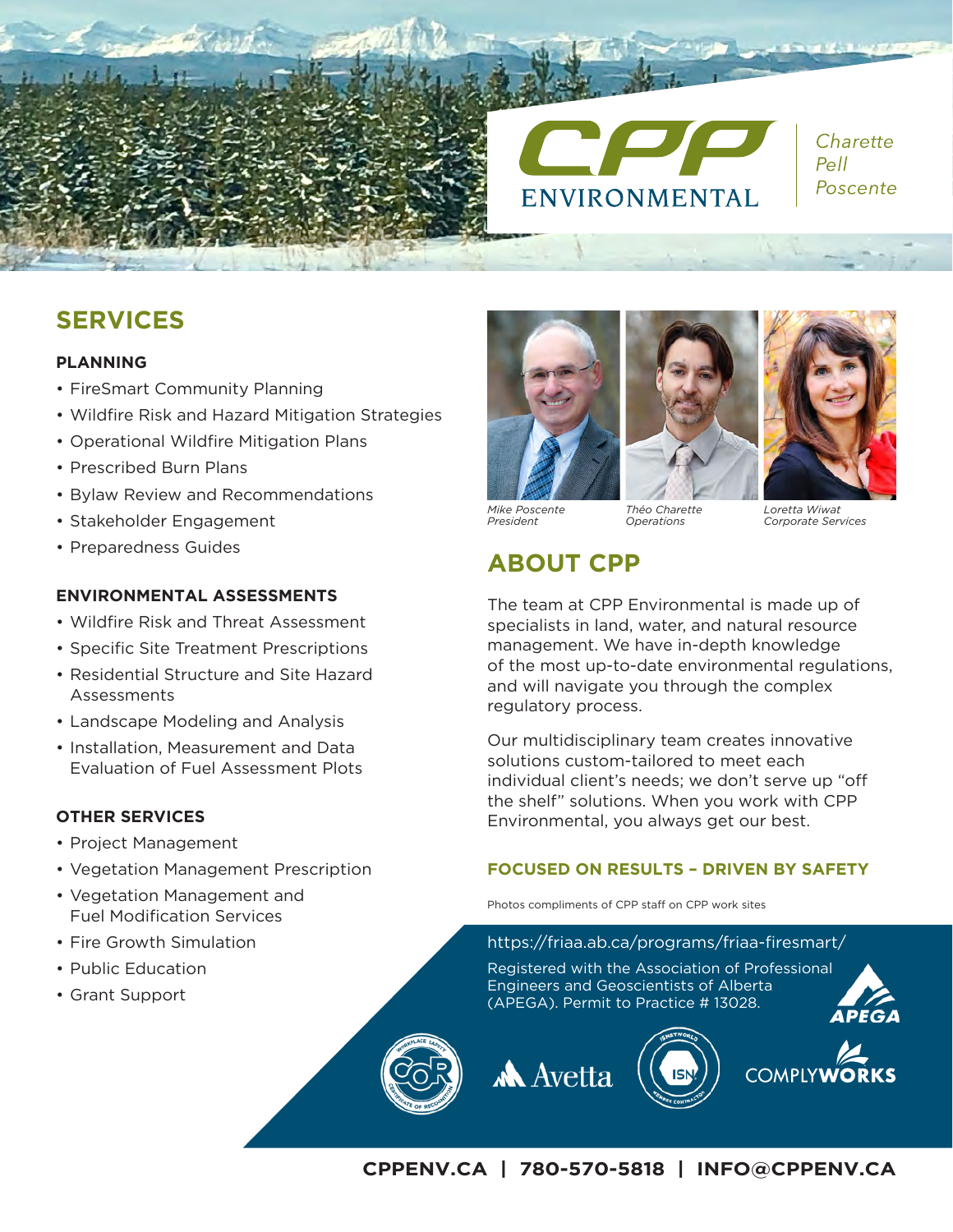**CPP ENVIRONMENTAL**

*Charette Pell Poscente*

## SERVICES

### PLANNING

- FireSmart Community Planning
- Wildfire Risk and Hazard Mitigation Strategies
- Operational Wildfire Mitigation Plans
- Prescribed Burn Plans
- Bylaw Review and Recommendations
- Stakeholder Engagement
- Preparedness Guides

### ENVIRONMENTAL ASSESSMENTS

- Wildfire Risk and Threat Assessment
- Specific Site Treatment Prescriptions
- Residential Structure and Site Hazard Assessments
- Landscape Modeling and Analysis
- Installation, Measurement and Data Evaluation of Fuel Assessment Plots

### OTHER SERVICES

- Project Management
- Vegetation Management Prescription
- Vegetation Management and Fuel Modification Services
- Fire Growth Simulation
- Public Education
- Grant Support

*Mike Poscente*
*President*

*Théo Charette*
*Operations*

*Loretta Wiwat*
*Corporate Services*

## ABOUT CPP

The team at CPP Environmental is made up of specialists in land, water, and natural resource management. We have in-depth knowledge of the most up-to-date environmental regulations, and will navigate you through the complex regulatory process.

Our multidisciplinary team creates innovative solutions custom-tailored to meet each individual client's needs; we don't serve up "off the shelf" solutions. When you work with CPP Environmental, you always get our best.

**FOCUSED ON RESULTS – DRIVEN BY SAFETY**

Photos compliments of CPP staff on CPP work sites

https://friaa.ab.ca/programs/friaa-firesmart/

Registered with the Association of Professional Engineers and Geoscientists of Alberta (APEGA). Permit to Practice # 13028.

APEGA

COR — Workplace Safety — Certificate of Recognition

Avetta

ISNetworld — Member Contractor

COMPLYWORKS

**CPPENV.CA | 780-570-5818 | INFO@CPPENV.CA**